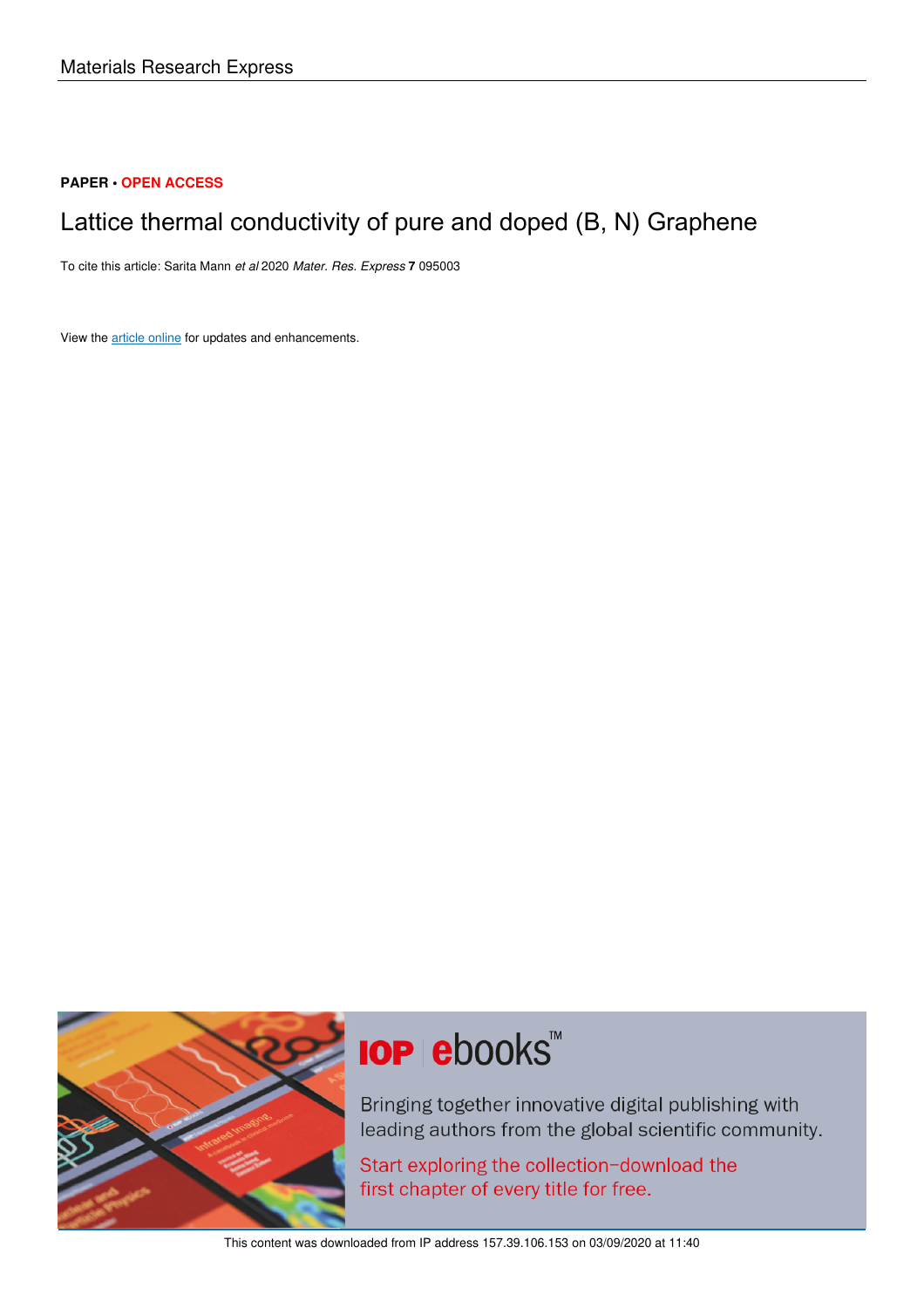Materials Research Express

**PAPER** • **OPEN ACCESS**

# Lattice thermal conductivity of pure and doped (B, N) Graphene

To cite this article: Sarita Mann *et al* 2020 *Mater. Res. Express* **7** 095003

View the article online for updates and enhancements.

**IOP** | **ebooks**™

Bringing together innovative digital publishing with leading authors from the global scientific community.

Start exploring the collection–download the first chapter of every title for free.

This content was downloaded from IP address 157.39.106.153 on 03/09/2020 at 11:40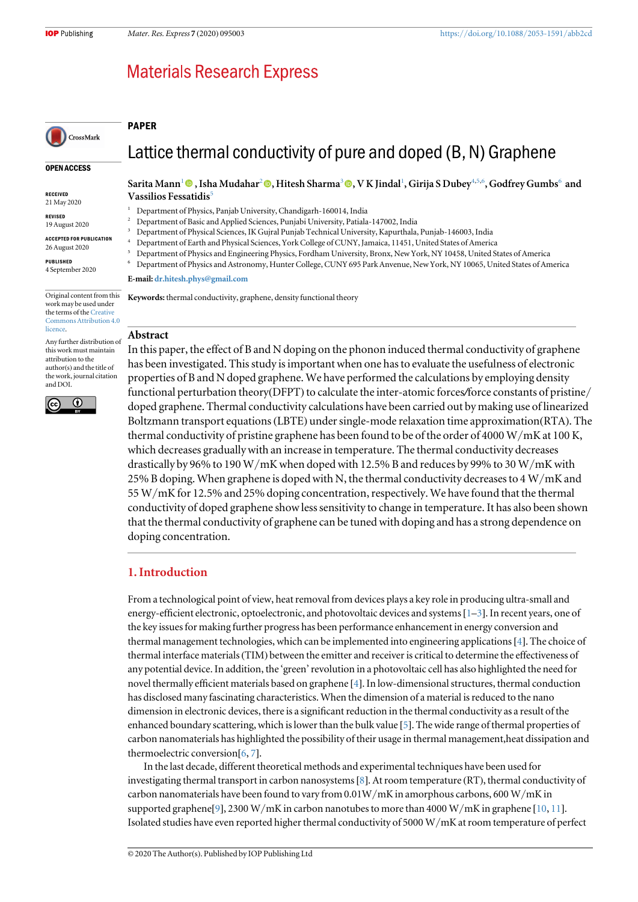# Lattice thermal conductivity of pure and doped (B, N) Graphene

PAPER

OPEN ACCESS

RECEIVED
21 May 2020

REVISED
19 August 2020

ACCEPTED FOR PUBLICATION
26 August 2020

PUBLISHED
4 September 2020

Original content from this work may be used under the terms of the Creative Commons Attribution 4.0 licence.

Any further distribution of this work must maintain attribution to the author(s) and the title of the work, journal citation and DOI.

**Sarita Mann**[1], **Isha Mudahar**[2], **Hitesh Sharma**[3], **V K Jindal**[1], **Girija S Dubey**[4,5,6], **Godfrey Gumbs**[6] and **Vassilios Fessatidis**[5]

[1] Department of Physics, Panjab University, Chandigarh-160014, India
[2] Department of Basic and Applied Sciences, Punjabi University, Patiala-147002, India
[3] Department of Physical Sciences, IK Gujral Punjab Technical University, Kapurthala, Punjab-146003, India
[4] Department of Earth and Physical Sciences, York College of CUNY, Jamaica, 11451, United States of America
[5] Department of Physics and Engineering Physics, Fordham University, Bronx, New York, NY 10458, United States of America
[6] Department of Physics and Astronomy, Hunter College, CUNY 695 Park Avenue, New York, NY 10065, United States of America

**E-mail:** dr.hitesh.phys@gmail.com

**Keywords:** thermal conductivity, graphene, density functional theory

## Abstract

In this paper, the effect of B and N doping on the phonon induced thermal conductivity of graphene has been investigated. This study is important when one has to evaluate the usefulness of electronic properties of B and N doped graphene. We have performed the calculations by employing density functional perturbation theory(DFPT) to calculate the inter-atomic forces/force constants of pristine/doped graphene. Thermal conductivity calculations have been carried out by making use of linearized Boltzmann transport equations (LBTE) under single-mode relaxation time approximation(RTA). The thermal conductivity of pristine graphene has been found to be of the order of 4000 W/mK at 100 K, which decreases gradually with an increase in temperature. The thermal conductivity decreases drastically by 96% to 190 W/mK when doped with 12.5% B and reduces by 99% to 30 W/mK with 25% B doping. When graphene is doped with N, the thermal conductivity decreases to 4 W/mK and 55 W/mK for 12.5% and 25% doping concentration, respectively. We have found that the thermal conductivity of doped graphene show less sensitivity to change in temperature. It has also been shown that the thermal conductivity of graphene can be tuned with doping and has a strong dependence on doping concentration.

## 1. Introduction

From a technological point of view, heat removal from devices plays a key role in producing ultra-small and energy-efficient electronic, optoelectronic, and photovoltaic devices and systems [1–3]. In recent years, one of the key issues for making further progress has been performance enhancement in energy conversion and thermal management technologies, which can be implemented into engineering applications [4]. The choice of thermal interface materials (TIM) between the emitter and receiver is critical to determine the effectiveness of any potential device. In addition, the 'green' revolution in a photovoltaic cell has also highlighted the need for novel thermally efficient materials based on graphene [4]. In low-dimensional structures, thermal conduction has disclosed many fascinating characteristics. When the dimension of a material is reduced to the nano dimension in electronic devices, there is a significant reduction in the thermal conductivity as a result of the enhanced boundary scattering, which is lower than the bulk value [5]. The wide range of thermal properties of carbon nanomaterials has highlighted the possibility of their usage in thermal management,heat dissipation and thermoelectric conversion[6, 7].

In the last decade, different theoretical methods and experimental techniques have been used for investigating thermal transport in carbon nanosystems [8]. At room temperature (RT), thermal conductivity of carbon nanomaterials have been found to vary from 0.01W/mK in amorphous carbons, 600 W/mK in supported graphene[9], 2300 W/mK in carbon nanotubes to more than 4000 W/mK in graphene [10, 11]. Isolated studies have even reported higher thermal conductivity of 5000 W/mK at room temperature of perfect

© 2020 The Author(s). Published by IOP Publishing Ltd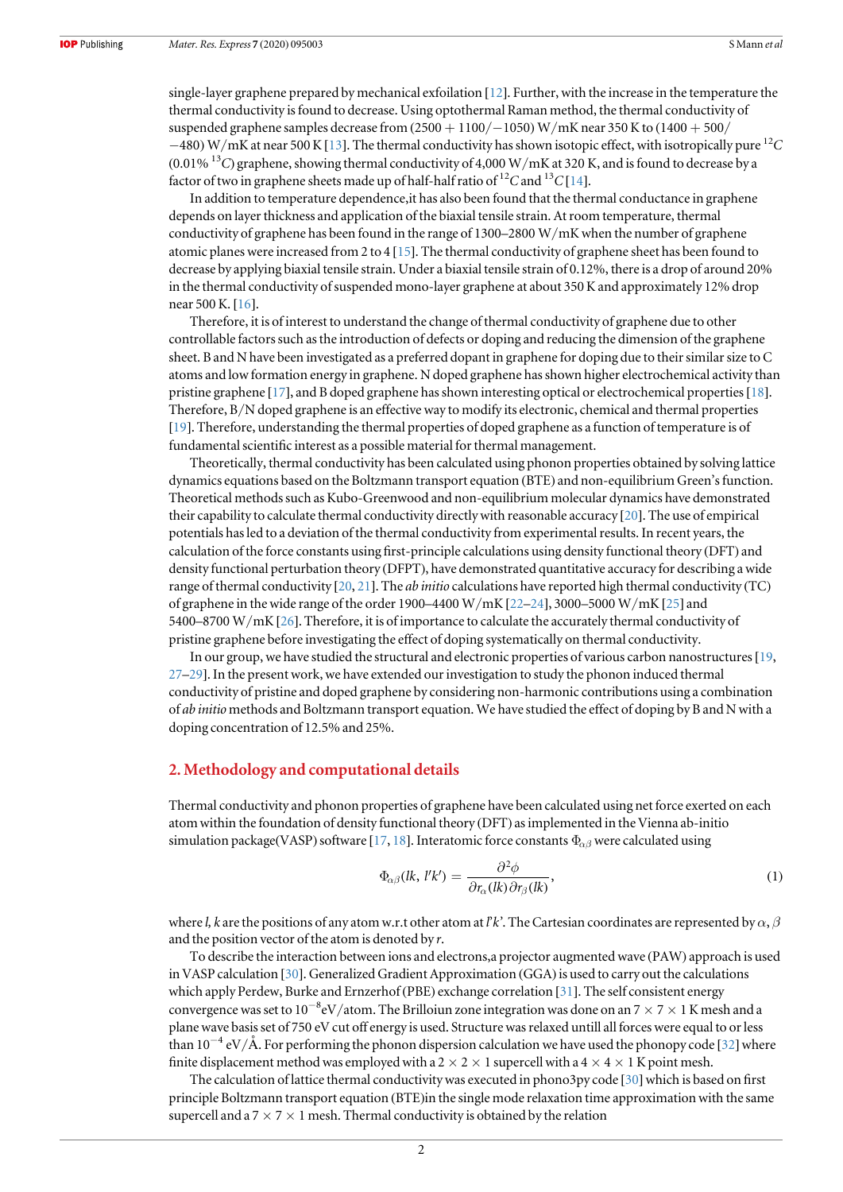single-layer graphene prepared by mechanical exfoilation [12]. Further, with the increase in the temperature the thermal conductivity is found to decrease. Using optothermal Raman method, the thermal conductivity of suspended graphene samples decrease from (2500 + 1100/−1050) W/mK near 350 K to (1400 + 500/−480) W/mK at near 500 K [13]. The thermal conductivity has shown isotopic effect, with isotropically pure $^{12}C$ (0.01% $^{13}C$) graphene, showing thermal conductivity of 4,000 W/mK at 320 K, and is found to decrease by a factor of two in graphene sheets made up of half-half ratio of $^{12}C$ and $^{13}C$ [14].

In addition to temperature dependence,it has also been found that the thermal conductance in graphene depends on layer thickness and application of the biaxial tensile strain. At room temperature, thermal conductivity of graphene has been found in the range of 1300–2800 W/mK when the number of graphene atomic planes were increased from 2 to 4 [15]. The thermal conductivity of graphene sheet has been found to decrease by applying biaxial tensile strain. Under a biaxial tensile strain of 0.12%, there is a drop of around 20% in the thermal conductivity of suspended mono-layer graphene at about 350 K and approximately 12% drop near 500 K. [16].

Therefore, it is of interest to understand the change of thermal conductivity of graphene due to other controllable factors such as the introduction of defects or doping and reducing the dimension of the graphene sheet. B and N have been investigated as a preferred dopant in graphene for doping due to their similar size to C atoms and low formation energy in graphene. N doped graphene has shown higher electrochemical activity than pristine graphene [17], and B doped graphene has shown interesting optical or electrochemical properties [18]. Therefore, B/N doped graphene is an effective way to modify its electronic, chemical and thermal properties [19]. Therefore, understanding the thermal properties of doped graphene as a function of temperature is of fundamental scientific interest as a possible material for thermal management.

Theoretically, thermal conductivity has been calculated using phonon properties obtained by solving lattice dynamics equations based on the Boltzmann transport equation (BTE) and non-equilibrium Green's function. Theoretical methods such as Kubo-Greenwood and non-equilibrium molecular dynamics have demonstrated their capability to calculate thermal conductivity directly with reasonable accuracy [20]. The use of empirical potentials has led to a deviation of the thermal conductivity from experimental results. In recent years, the calculation of the force constants using first-principle calculations using density functional theory (DFT) and density functional perturbation theory (DFPT), have demonstrated quantitative accuracy for describing a wide range of thermal conductivity [20, 21]. The *ab initio* calculations have reported high thermal conductivity (TC) of graphene in the wide range of the order 1900–4400 W/mK [22–24], 3000–5000 W/mK [25] and 5400–8700 W/mK [26]. Therefore, it is of importance to calculate the accurately thermal conductivity of pristine graphene before investigating the effect of doping systematically on thermal conductivity.

In our group, we have studied the structural and electronic properties of various carbon nanostructures [19, 27–29]. In the present work, we have extended our investigation to study the phonon induced thermal conductivity of pristine and doped graphene by considering non-harmonic contributions using a combination of *ab initio* methods and Boltzmann transport equation. We have studied the effect of doping by B and N with a doping concentration of 12.5% and 25%.

## 2. Methodology and computational details

Thermal conductivity and phonon properties of graphene have been calculated using net force exerted on each atom within the foundation of density functional theory (DFT) as implemented in the Vienna ab-initio simulation package(VASP) software [17, 18]. Interatomic force constants $\Phi_{\alpha\beta}$ were calculated using

$$\Phi_{\alpha\beta}(lk, l'k') = \frac{\partial^2\phi}{\partial r_\alpha(lk)\partial r_\beta(lk)}, \tag{1}$$

where *l, k* are the positions of any atom w.r.t other atom at *l'k'*. The Cartesian coordinates are represented by $\alpha, \beta$ and the position vector of the atom is denoted by *r*.

To describe the interaction between ions and electrons,a projector augmented wave (PAW) approach is used in VASP calculation [30]. Generalized Gradient Approximation (GGA) is used to carry out the calculations which apply Perdew, Burke and Ernzerhof (PBE) exchange correlation [31]. The self consistent energy convergence was set to $10^{-8}$eV/atom. The Brilloiun zone integration was done on an $7 \times 7 \times 1$ K mesh and a plane wave basis set of 750 eV cut off energy is used. Structure was relaxed untill all forces were equal to or less than $10^{-4}$ eV/Å. For performing the phonon dispersion calculation we have used the phonopy code [32] where finite displacement method was employed with a $2 \times 2 \times 1$ supercell with a $4 \times 4 \times 1$ K point mesh.

The calculation of lattice thermal conductivity was executed in phono3py code [30] which is based on first principle Boltzmann transport equation (BTE)in the single mode relaxation time approximation with the same supercell and a $7 \times 7 \times 1$ mesh. Thermal conductivity is obtained by the relation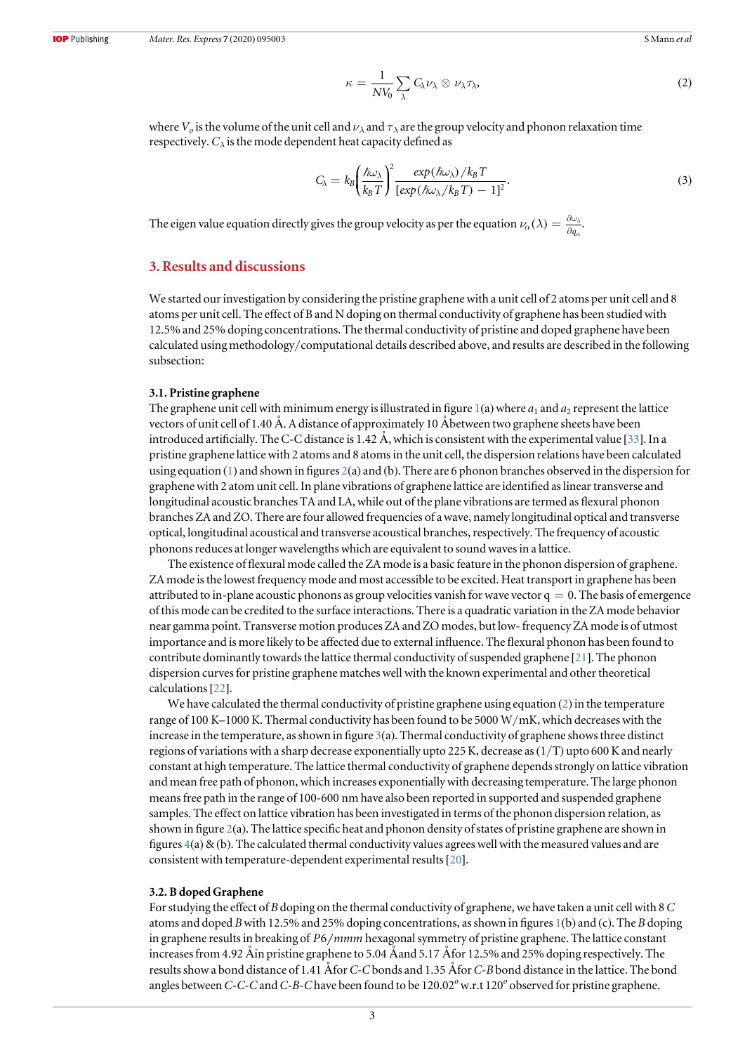$$\kappa = \frac{1}{NV_0} \sum_{\lambda} C_{\lambda} \nu_{\lambda} \otimes \nu_{\lambda} \tau_{\lambda}, \tag{2}$$

where $V_o$ is the volume of the unit cell and $\nu_{\lambda}$ and $\tau_{\lambda}$ are the group velocity and phonon relaxation time respectively. $C_{\lambda}$ is the mode dependent heat capacity defined as

$$C_{\lambda} = k_B \left(\frac{\hbar\omega_{\lambda}}{k_B T}\right)^2 \frac{exp(\hbar\omega_{\lambda})/k_B T}{[exp(\hbar\omega_{\lambda}/k_B T) - 1]^2}. \tag{3}$$

The eigen value equation directly gives the group velocity as per the equation $\nu_{\alpha}(\lambda) = \frac{\partial\omega_{\lambda}}{\partial q_{\alpha}}$.

## 3. Results and discussions

We started our investigation by considering the pristine graphene with a unit cell of 2 atoms per unit cell and 8 atoms per unit cell. The effect of B and N doping on thermal conductivity of graphene has been studied with 12.5% and 25% doping concentrations. The thermal conductivity of pristine and doped graphene have been calculated using methodology/computational details described above, and results are described in the following subsection:

### 3.1. Pristine graphene

The graphene unit cell with minimum energy is illustrated in figure 1(a) where $a_1$ and $a_2$ represent the lattice vectors of unit cell of 1.40 Å. A distance of approximately 10 Åbetween two graphene sheets have been introduced artificially. The C-C distance is 1.42 Å, which is consistent with the experimental value [33]. In a pristine graphene lattice with 2 atoms and 8 atoms in the unit cell, the dispersion relations have been calculated using equation (1) and shown in figures 2(a) and (b). There are 6 phonon branches observed in the dispersion for graphene with 2 atom unit cell. In plane vibrations of graphene lattice are identified as linear transverse and longitudinal acoustic branches TA and LA, while out of the plane vibrations are termed as flexural phonon branches ZA and ZO. There are four allowed frequencies of a wave, namely longitudinal optical and transverse optical, longitudinal acoustical and transverse acoustical branches, respectively. The frequency of acoustic phonons reduces at longer wavelengths which are equivalent to sound waves in a lattice.

The existence of flexural mode called the ZA mode is a basic feature in the phonon dispersion of graphene. ZA mode is the lowest frequency mode and most accessible to be excited. Heat transport in graphene has been attributed to in-plane acoustic phonons as group velocities vanish for wave vector q = 0. The basis of emergence of this mode can be credited to the surface interactions. There is a quadratic variation in the ZA mode behavior near gamma point. Transverse motion produces ZA and ZO modes, but low- frequency ZA mode is of utmost importance and is more likely to be affected due to external influence. The flexural phonon has been found to contribute dominantly towards the lattice thermal conductivity of suspended graphene [21]. The phonon dispersion curves for pristine graphene matches well with the known experimental and other theoretical calculations [22].

We have calculated the thermal conductivity of pristine graphene using equation (2) in the temperature range of 100 K–1000 K. Thermal conductivity has been found to be 5000 W/mK, which decreases with the increase in the temperature, as shown in figure 3(a). Thermal conductivity of graphene shows three distinct regions of variations with a sharp decrease exponentially upto 225 K, decrease as (1/T) upto 600 K and nearly constant at high temperature. The lattice thermal conductivity of graphene depends strongly on lattice vibration and mean free path of phonon, which increases exponentially with decreasing temperature. The large phonon means free path in the range of 100-600 nm have also been reported in supported and suspended graphene samples. The effect on lattice vibration has been investigated in terms of the phonon dispersion relation, as shown in figure 2(a). The lattice specific heat and phonon density of states of pristine graphene are shown in figures 4(a) & (b). The calculated thermal conductivity values agrees well with the measured values and are consistent with temperature-dependent experimental results [20].

### 3.2. B doped Graphene

For studying the effect of *B* doping on the thermal conductivity of graphene, we have taken a unit cell with 8 *C* atoms and doped *B* with 12.5% and 25% doping concentrations, as shown in figures 1(b) and (c). The *B* doping in graphene results in breaking of *P6/mmm* hexagonal symmetry of pristine graphene. The lattice constant increases from 4.92 Åin pristine graphene to 5.04 Åand 5.17 Åfor 12.5% and 25% doping respectively. The results show a bond distance of 1.41 Åfor *C-C* bonds and 1.35 Åfor *C-B* bond distance in the lattice. The bond angles between *C-C-C* and *C-B-C* have been found to be 120.02$^o$ w.r.t 120$^o$ observed for pristine graphene.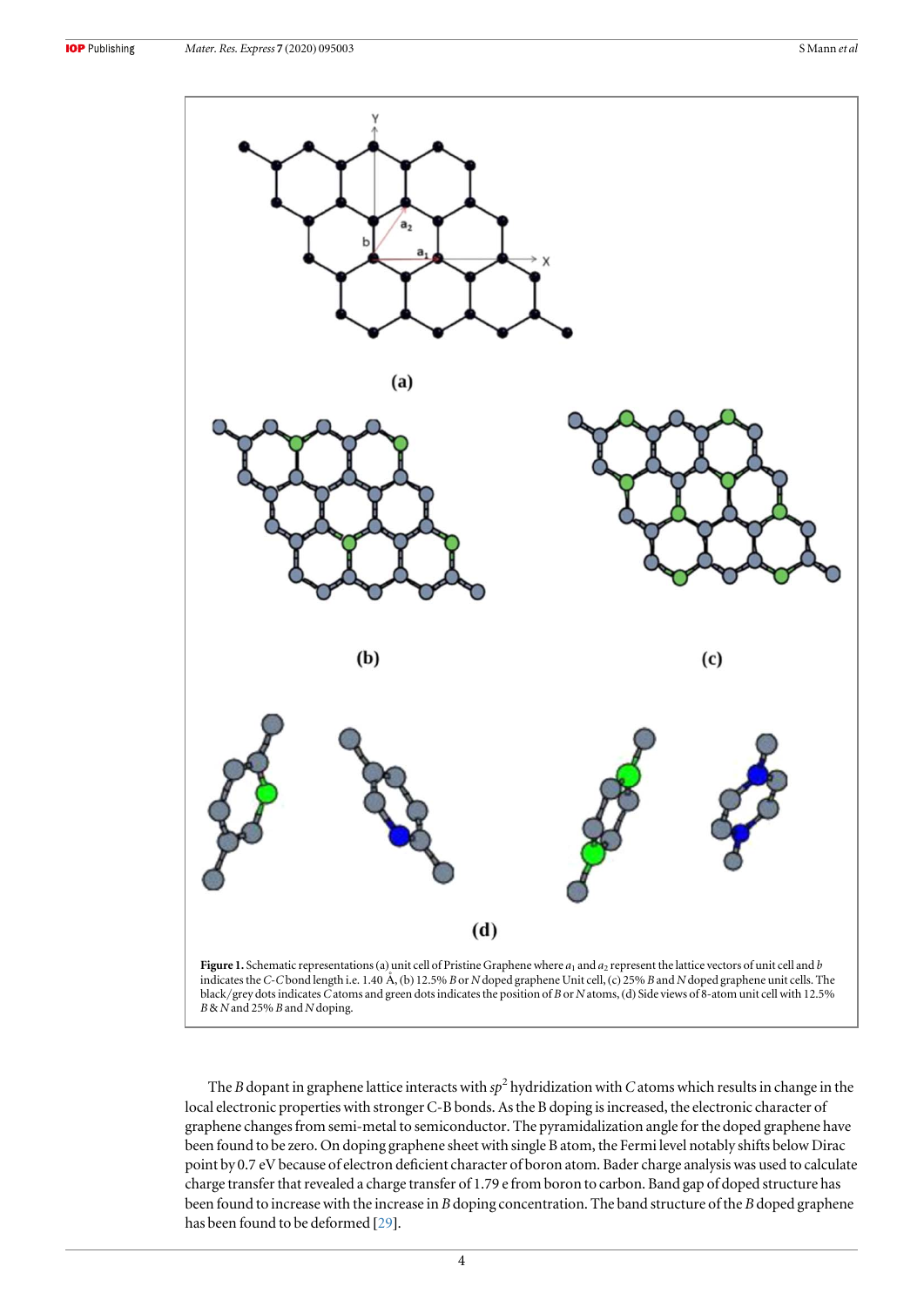**Figure 1.** Schematic representations (a) unit cell of Pristine Graphene where $a_1$ and $a_2$ represent the lattice vectors of unit cell and $b$ indicates the $C$-$C$ bond length i.e. 1.40 Å, (b) 12.5% $B$ or $N$ doped graphene Unit cell, (c) 25% $B$ and $N$ doped graphene unit cells. The black/grey dots indicates $C$ atoms and green dots indicates the position of $B$ or $N$ atoms, (d) Side views of 8-atom unit cell with 12.5% $B$ & $N$ and 25% $B$ and $N$ doping.

The $B$ dopant in graphene lattice interacts with $sp^2$ hydridization with $C$ atoms which results in change in the local electronic properties with stronger C-B bonds. As the B doping is increased, the electronic character of graphene changes from semi-metal to semiconductor. The pyramidalization angle for the doped graphene have been found to be zero. On doping graphene sheet with single B atom, the Fermi level notably shifts below Dirac point by 0.7 eV because of electron deficient character of boron atom. Bader charge analysis was used to calculate charge transfer that revealed a charge transfer of 1.79 e from boron to carbon. Band gap of doped structure has been found to increase with the increase in $B$ doping concentration. The band structure of the $B$ doped graphene has been found to be deformed [29].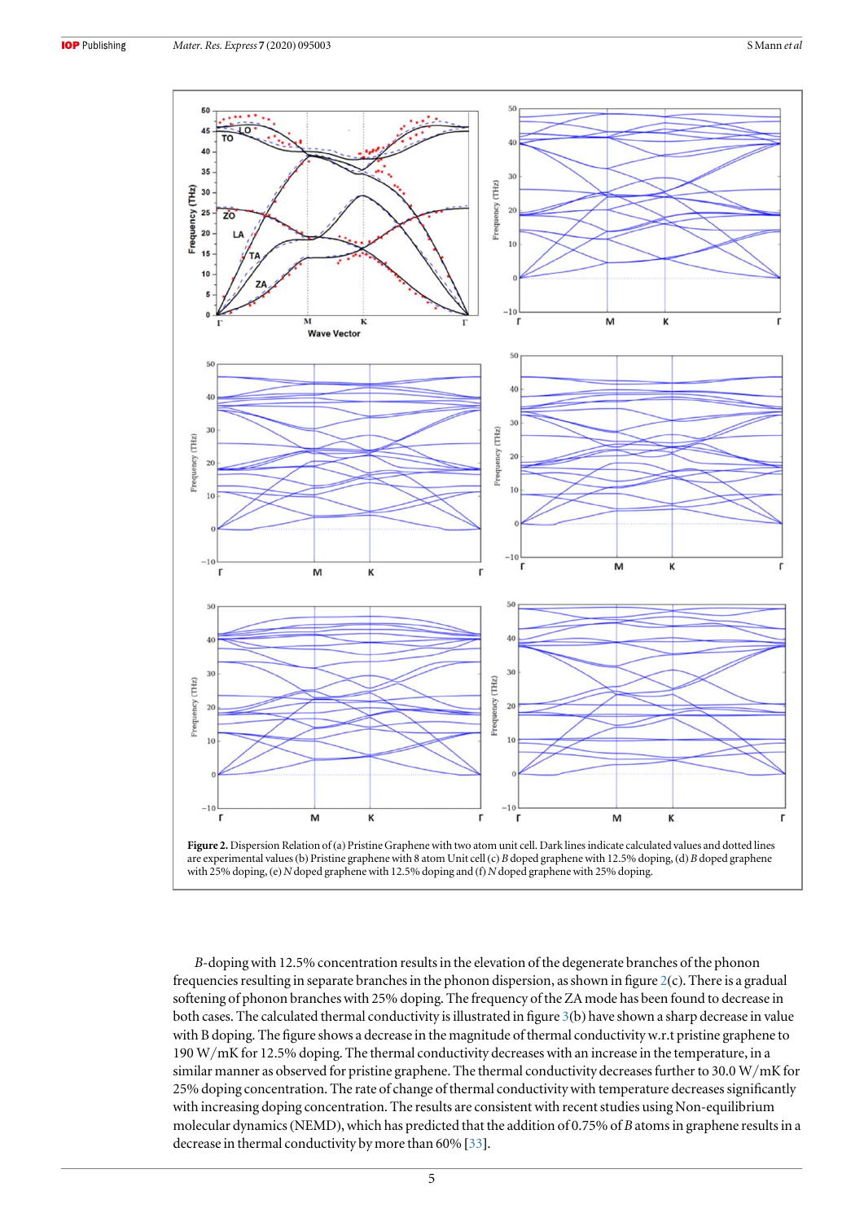**Figure 2.** Dispersion Relation of (a) Pristine Graphene with two atom unit cell. Dark lines indicate calculated values and dotted lines are experimental values (b) Pristine graphene with 8 atom Unit cell (c) *B* doped graphene with 12.5% doping, (d) *B* doped graphene with 25% doping, (e) *N* doped graphene with 12.5% doping and (f) *N* doped graphene with 25% doping.

*B*-doping with 12.5% concentration results in the elevation of the degenerate branches of the phonon frequencies resulting in separate branches in the phonon dispersion, as shown in figure 2(c). There is a gradual softening of phonon branches with 25% doping. The frequency of the ZA mode has been found to decrease in both cases. The calculated thermal conductivity is illustrated in figure 3(b) have shown a sharp decrease in value with B doping. The figure shows a decrease in the magnitude of thermal conductivity w.r.t pristine graphene to 190 W/mK for 12.5% doping. The thermal conductivity decreases with an increase in the temperature, in a similar manner as observed for pristine graphene. The thermal conductivity decreases further to 30.0 W/mK for 25% doping concentration. The rate of change of thermal conductivity with temperature decreases significantly with increasing doping concentration. The results are consistent with recent studies using Non-equilibrium molecular dynamics (NEMD), which has predicted that the addition of 0.75% of *B* atoms in graphene results in a decrease in thermal conductivity by more than 60% [33].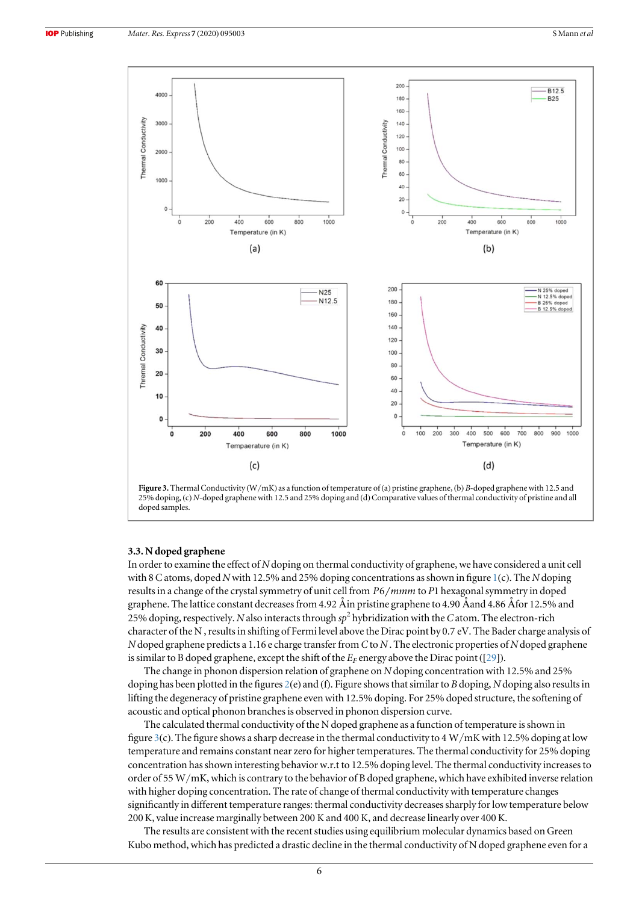**Figure 3.** Thermal Conductivity (W/mK) as a function of temperature of (a) pristine graphene, (b) *B*-doped graphene with 12.5 and 25% doping, (c) *N*-doped graphene with 12.5 and 25% doping and (d) Comparative values of thermal conductivity of pristine and all doped samples.

### 3.3. N doped graphene

In order to examine the effect of *N* doping on thermal conductivity of graphene, we have considered a unit cell with 8 C atoms, doped *N* with 12.5% and 25% doping concentrations as shown in figure 1(c). The *N* doping results in a change of the crystal symmetry of unit cell from $P6/mmm$ to $P1$ hexagonal symmetry in doped graphene. The lattice constant decreases from 4.92 Åin pristine graphene to 4.90 Åand 4.86 Åfor 12.5% and 25% doping, respectively. *N* also interacts through $sp^2$ hybridization with the *C* atom. The electron-rich character of the N , results in shifting of Fermi level above the Dirac point by 0.7 eV. The Bader charge analysis of *N* doped graphene predicts a 1.16 e charge transfer from *C* to *N*. The electronic properties of *N* doped graphene is similar to B doped graphene, except the shift of the $E_F$ energy above the Dirac point ([29]).

The change in phonon dispersion relation of graphene on *N* doping concentration with 12.5% and 25% doping has been plotted in the figures 2(e) and (f). Figure shows that similar to *B* doping, *N* doping also results in lifting the degeneracy of pristine graphene even with 12.5% doping. For 25% doped structure, the softening of acoustic and optical phonon branches is observed in phonon dispersion curve.

The calculated thermal conductivity of the N doped graphene as a function of temperature is shown in figure 3(c). The figure shows a sharp decrease in the thermal conductivity to 4 W/mK with 12.5% doping at low temperature and remains constant near zero for higher temperatures. The thermal conductivity for 25% doping concentration has shown interesting behavior w.r.t to 12.5% doping level. The thermal conductivity increases to order of 55 W/mK, which is contrary to the behavior of B doped graphene, which have exhibited inverse relation with higher doping concentration. The rate of change of thermal conductivity with temperature changes significantly in different temperature ranges: thermal conductivity decreases sharply for low temperature below 200 K, value increase marginally between 200 K and 400 K, and decrease linearly over 400 K.

The results are consistent with the recent studies using equilibrium molecular dynamics based on Green Kubo method, which has predicted a drastic decline in the thermal conductivity of N doped graphene even for a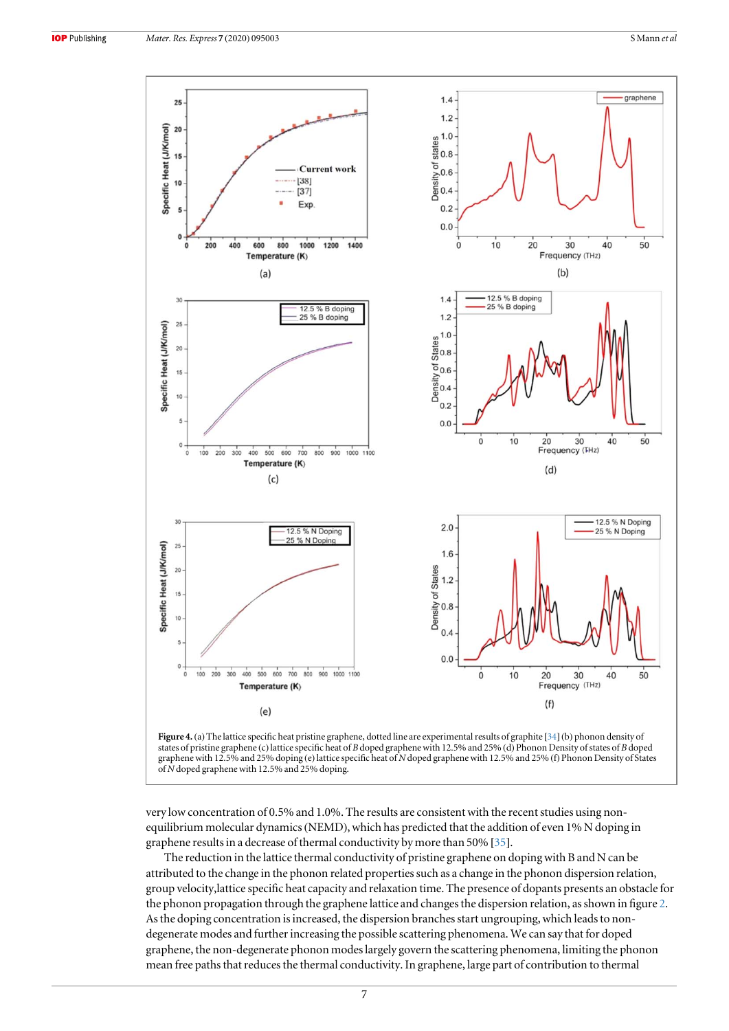**Figure 4.** (a) The lattice specific heat pristine graphene, dotted line are experimental results of graphite [34] (b) phonon density of states of pristine graphene (c) lattice specific heat of *B* doped graphene with 12.5% and 25% (d) Phonon Density of states of *B* doped graphene with 12.5% and 25% doping (e) lattice specific heat of *N* doped graphene with 12.5% and 25% (f) Phonon Density of States of *N* doped graphene with 12.5% and 25% doping.

very low concentration of 0.5% and 1.0%. The results are consistent with the recent studies using non-equilibrium molecular dynamics (NEMD), which has predicted that the addition of even 1% N doping in graphene results in a decrease of thermal conductivity by more than 50% [35].

The reduction in the lattice thermal conductivity of pristine graphene on doping with B and N can be attributed to the change in the phonon related properties such as a change in the phonon dispersion relation, group velocity, lattice specific heat capacity and relaxation time. The presence of dopants presents an obstacle for the phonon propagation through the graphene lattice and changes the dispersion relation, as shown in figure 2. As the doping concentration is increased, the dispersion branches start ungrouping, which leads to non-degenerate modes and further increasing the possible scattering phenomena. We can say that for doped graphene, the non-degenerate phonon modes largely govern the scattering phenomena, limiting the phonon mean free paths that reduces the thermal conductivity. In graphene, large part of contribution to thermal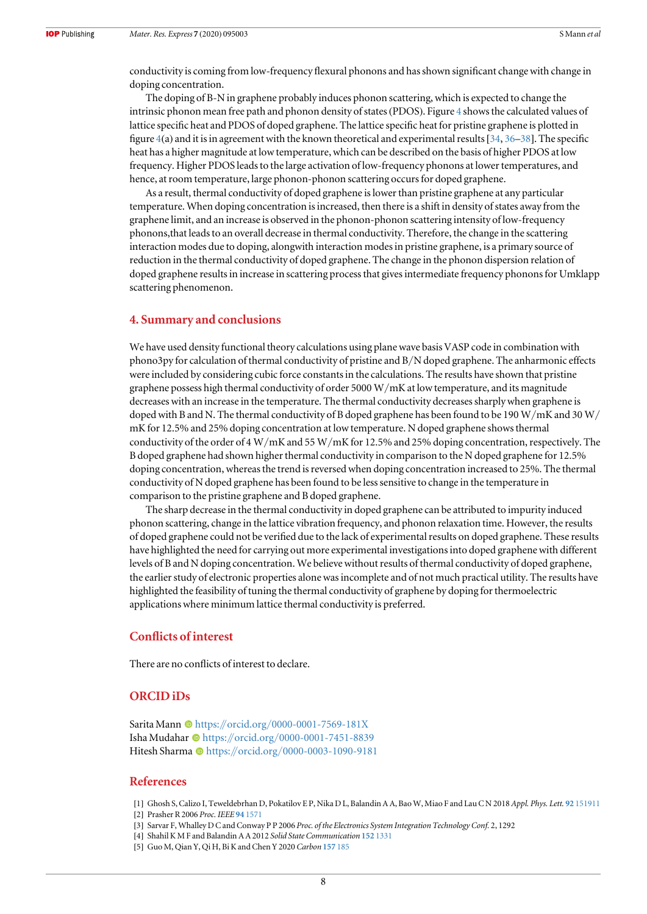conductivity is coming from low-frequency flexural phonons and has shown significant change with change in doping concentration.

The doping of B-N in graphene probably induces phonon scattering, which is expected to change the intrinsic phonon mean free path and phonon density of states (PDOS). Figure 4 shows the calculated values of lattice specific heat and PDOS of doped graphene. The lattice specific heat for pristine graphene is plotted in figure 4(a) and it is in agreement with the known theoretical and experimental results [34, 36–38]. The specific heat has a higher magnitude at low temperature, which can be described on the basis of higher PDOS at low frequency. Higher PDOS leads to the large activation of low-frequency phonons at lower temperatures, and hence, at room temperature, large phonon-phonon scattering occurs for doped graphene.

As a result, thermal conductivity of doped graphene is lower than pristine graphene at any particular temperature. When doping concentration is increased, then there is a shift in density of states away from the graphene limit, and an increase is observed in the phonon-phonon scattering intensity of low-frequency phonons,that leads to an overall decrease in thermal conductivity. Therefore, the change in the scattering interaction modes due to doping, alongwith interaction modes in pristine graphene, is a primary source of reduction in the thermal conductivity of doped graphene. The change in the phonon dispersion relation of doped graphene results in increase in scattering process that gives intermediate frequency phonons for Umklapp scattering phenomenon.

## 4. Summary and conclusions

We have used density functional theory calculations using plane wave basis VASP code in combination with phono3py for calculation of thermal conductivity of pristine and B/N doped graphene. The anharmonic effects were included by considering cubic force constants in the calculations. The results have shown that pristine graphene possess high thermal conductivity of order 5000 W/mK at low temperature, and its magnitude decreases with an increase in the temperature. The thermal conductivity decreases sharply when graphene is doped with B and N. The thermal conductivity of B doped graphene has been found to be 190 W/mK and 30 W/mK for 12.5% and 25% doping concentration at low temperature. N doped graphene shows thermal conductivity of the order of 4 W/mK and 55 W/mK for 12.5% and 25% doping concentration, respectively. The B doped graphene had shown higher thermal conductivity in comparison to the N doped graphene for 12.5% doping concentration, whereas the trend is reversed when doping concentration increased to 25%. The thermal conductivity of N doped graphene has been found to be less sensitive to change in the temperature in comparison to the pristine graphene and B doped graphene.

The sharp decrease in the thermal conductivity in doped graphene can be attributed to impurity induced phonon scattering, change in the lattice vibration frequency, and phonon relaxation time. However, the results of doped graphene could not be verified due to the lack of experimental results on doped graphene. These results have highlighted the need for carrying out more experimental investigations into doped graphene with different levels of B and N doping concentration. We believe without results of thermal conductivity of doped graphene, the earlier study of electronic properties alone was incomplete and of not much practical utility. The results have highlighted the feasibility of tuning the thermal conductivity of graphene by doping for thermoelectric applications where minimum lattice thermal conductivity is preferred.

## Conflicts of interest

There are no conflicts of interest to declare.

## ORCID iDs

Sarita Mann https://orcid.org/0000-0001-7569-181X
Isha Mudahar https://orcid.org/0000-0001-7451-8839
Hitesh Sharma https://orcid.org/0000-0003-1090-9181

## References

[1] Ghosh S, Calizo I, Teweldebrhan D, Pokatilov E P, Nika D L, Balandin A A, Bao W, Miao F and Lau C N 2018 *Appl. Phys. Lett.* **92** 151911
[2] Prasher R 2006 *Proc. IEEE* **94** 1571
[3] Sarvar F, Whalley D C and Conway P P 2006 *Proc. of the Electronics System Integration Technology Conf.* 2, 1292
[4] Shahil K M F and Balandin A A 2012 *Solid State Communication* **152** 1331
[5] Guo M, Qian Y, Qi H, Bi K and Chen Y 2020 *Carbon* **157** 185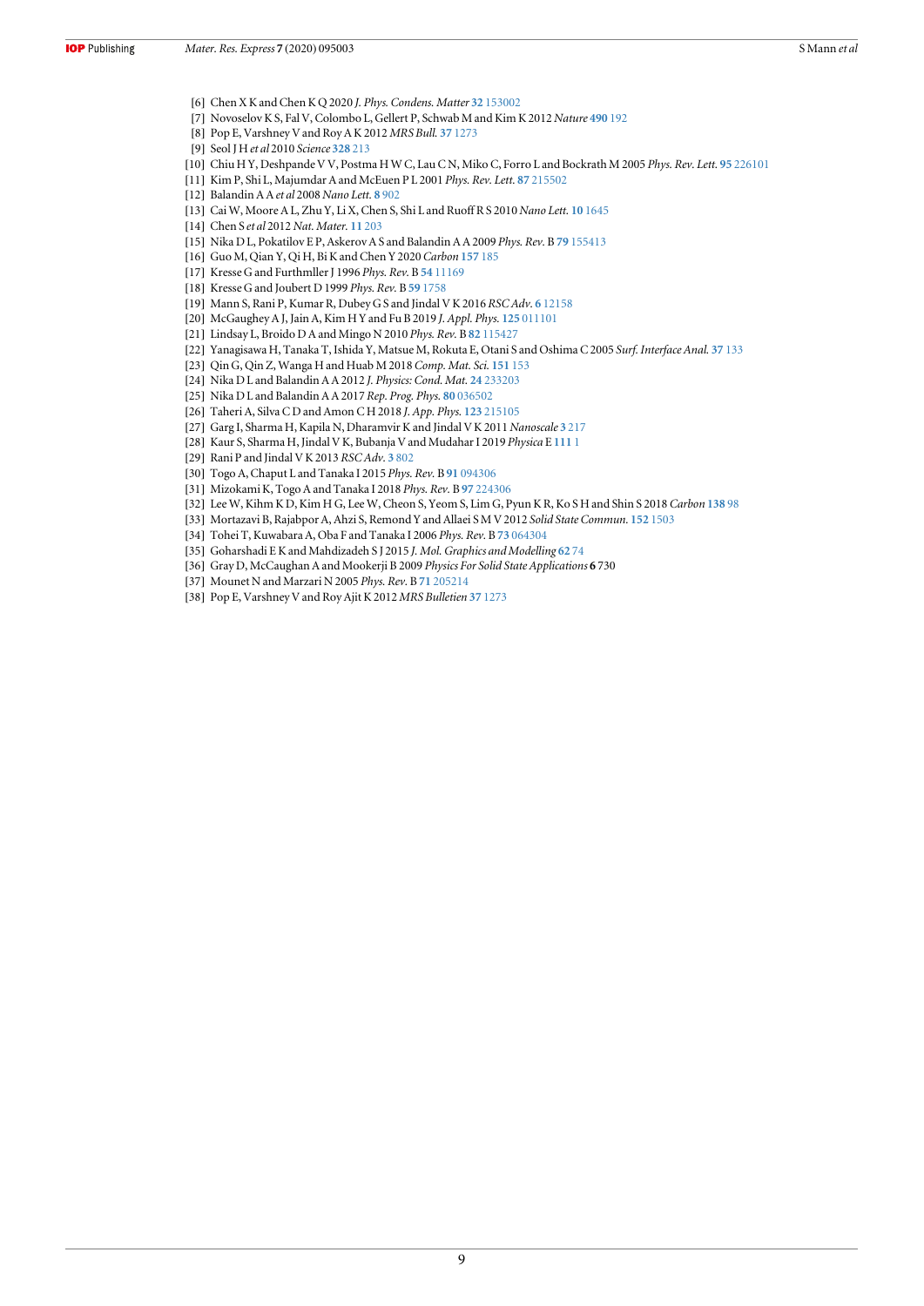[6] Chen X K and Chen K Q 2020 *J. Phys. Condens. Matter* **32** 153002

[7] Novoselov K S, Fal V, Colombo L, Gellert P, Schwab M and Kim K 2012 *Nature* **490** 192

[8] Pop E, Varshney V and Roy A K 2012 *MRS Bull.* **37** 1273

[9] Seol J H *et al* 2010 *Science* **328** 213

[10] Chiu H Y, Deshpande V V, Postma H W C, Lau C N, Miko C, Forro L and Bockrath M 2005 *Phys. Rev. Lett.* **95** 226101

[11] Kim P, Shi L, Majumdar A and McEuen P L 2001 *Phys. Rev. Lett.* **87** 215502

[12] Balandin A A *et al* 2008 *Nano Lett.* **8** 902

[13] Cai W, Moore A L, Zhu Y, Li X, Chen S, Shi L and Ruoff R S 2010 *Nano Lett.* **10** 1645

[14] Chen S *et al* 2012 *Nat. Mater.* **11** 203

[15] Nika D L, Pokatilov E P, Askerov A S and Balandin A A 2009 *Phys. Rev.* B **79** 155413

[16] Guo M, Qian Y, Qi H, Bi K and Chen Y 2020 *Carbon* **157** 185

[17] Kresse G and Furthmller J 1996 *Phys. Rev.* B **54** 11169

[18] Kresse G and Joubert D 1999 *Phys. Rev.* B **59** 1758

[19] Mann S, Rani P, Kumar R, Dubey G S and Jindal V K 2016 *RSC Adv.* **6** 12158

[20] McGaughey A J, Jain A, Kim H Y and Fu B 2019 *J. Appl. Phys.* **125** 011101

[21] Lindsay L, Broido D A and Mingo N 2010 *Phys. Rev.* B **82** 115427

[22] Yanagisawa H, Tanaka T, Ishida Y, Matsue M, Rokuta E, Otani S and Oshima C 2005 *Surf. Interface Anal.* **37** 133

[23] Qin G, Qin Z, Wanga H and Huab M 2018 *Comp. Mat. Sci.* **151** 153

[24] Nika D L and Balandin A A 2012 *J. Physics: Cond. Mat.* **24** 233203

[25] Nika D L and Balandin A A 2017 *Rep. Prog. Phys.* **80** 036502

[26] Taheri A, Silva C D and Amon C H 2018 *J. App. Phys.* **123** 215105

[27] Garg I, Sharma H, Kapila N, Dharamvir K and Jindal V K 2011 *Nanoscale* **3** 217

[28] Kaur S, Sharma H, Jindal V K, Bubanja V and Mudahar I 2019 *Physica* E **111** 1

[29] Rani P and Jindal V K 2013 *RSC Adv.* **3** 802

[30] Togo A, Chaput L and Tanaka I 2015 *Phys. Rev.* B **91** 094306

[31] Mizokami K, Togo A and Tanaka I 2018 *Phys. Rev.* B **97** 224306

[32] Lee W, Kihm K D, Kim H G, Lee W, Cheon S, Yeom S, Lim G, Pyun K R, Ko S H and Shin S 2018 *Carbon* **138** 98

[33] Mortazavi B, Rajabpor A, Ahzi S, Remond Y and Allaei S M V 2012 *Solid State Commun.* **152** 1503

[34] Tohei T, Kuwabara A, Oba F and Tanaka I 2006 *Phys. Rev.* B **73** 064304

[35] Goharshadi E K and Mahdizadeh S J 2015 *J. Mol. Graphics and Modelling* **62** 74

[36] Gray D, McCaughan A and Mookerji B 2009 *Physics For Solid State Applications* **6** 730

[37] Mounet N and Marzari N 2005 *Phys. Rev.* B **71** 205214

[38] Pop E, Varshney V and Roy Ajit K 2012 *MRS Bulletien* **37** 1273